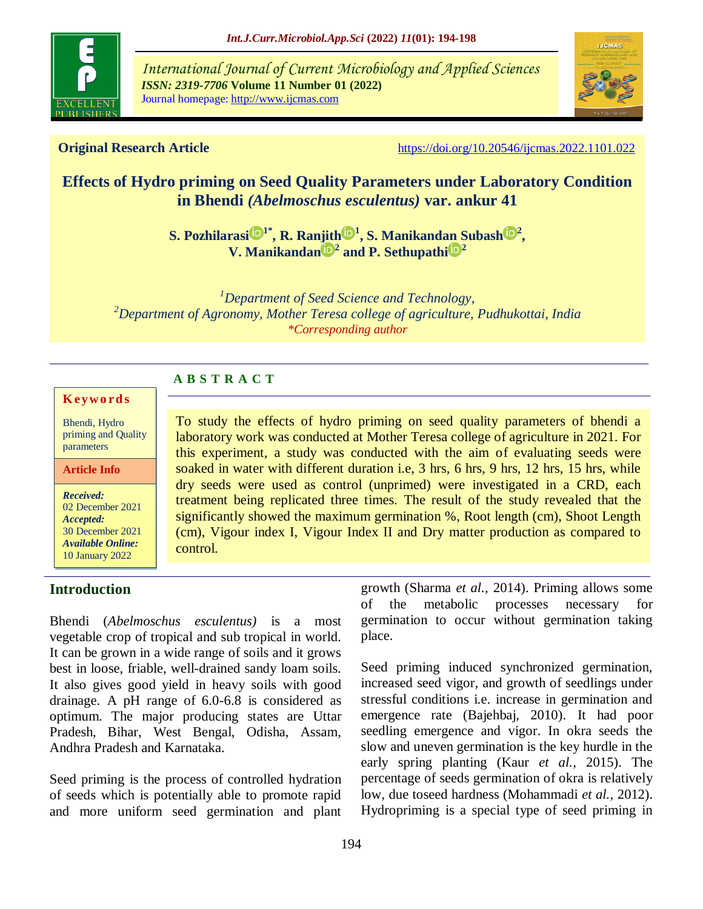**Original Research Article** https://doi.org/10.20546/ijcmas.2022.1101.022

# Effects of Hydro priming on Seed Quality Parameters under Laboratory Condition in Bhendi *(Abelmoschus esculentus)* var. ankur 41

**S. Pozhilarasi[1*], R. Ranjith[1], S. Manikandan Subash[2], V. Manikandan[2] and P. Sethupathi[2]**

[1]*Department of Seed Science and Technology,*
[2]*Department of Agronomy, Mother Teresa college of agriculture, Pudhukottai, India*
*\*Corresponding author*

**Keywords**

Bhendi, Hydro priming and Quality parameters

**Article Info**

***Received:*** 02 December 2021
***Accepted:*** 30 December 2021
***Available Online:*** 10 January 2022

## ABSTRACT

To study the effects of hydro priming on seed quality parameters of bhendi a laboratory work was conducted at Mother Teresa college of agriculture in 2021. For this experiment, a study was conducted with the aim of evaluating seeds were soaked in water with different duration i.e, 3 hrs, 6 hrs, 9 hrs, 12 hrs, 15 hrs, while dry seeds were used as control (unprimed) were investigated in a CRD, each treatment being replicated three times. The result of the study revealed that the significantly showed the maximum germination %, Root length (cm), Shoot Length (cm), Vigour index I, Vigour Index II and Dry matter production as compared to control.

## Introduction

Bhendi (*Abelmoschus esculentus)* is a most vegetable crop of tropical and sub tropical in world. It can be grown in a wide range of soils and it grows best in loose, friable, well-drained sandy loam soils. It also gives good yield in heavy soils with good drainage. A pH range of 6.0-6.8 is considered as optimum. The major producing states are Uttar Pradesh, Bihar, West Bengal, Odisha, Assam, Andhra Pradesh and Karnataka.

Seed priming is the process of controlled hydration of seeds which is potentially able to promote rapid and more uniform seed germination and plant growth (Sharma *et al.*, 2014). Priming allows some of the metabolic processes necessary for germination to occur without germination taking place.

Seed priming induced synchronized germination, increased seed vigor, and growth of seedlings under stressful conditions i.e. increase in germination and emergence rate (Bajehbaj, 2010). It had poor seedling emergence and vigor. In okra seeds the slow and uneven germination is the key hurdle in the early spring planting (Kaur *et al.*, 2015). The percentage of seeds germination of okra is relatively low, due toseed hardness (Mohammadi *et al.*, 2012). Hydropriming is a special type of seed priming in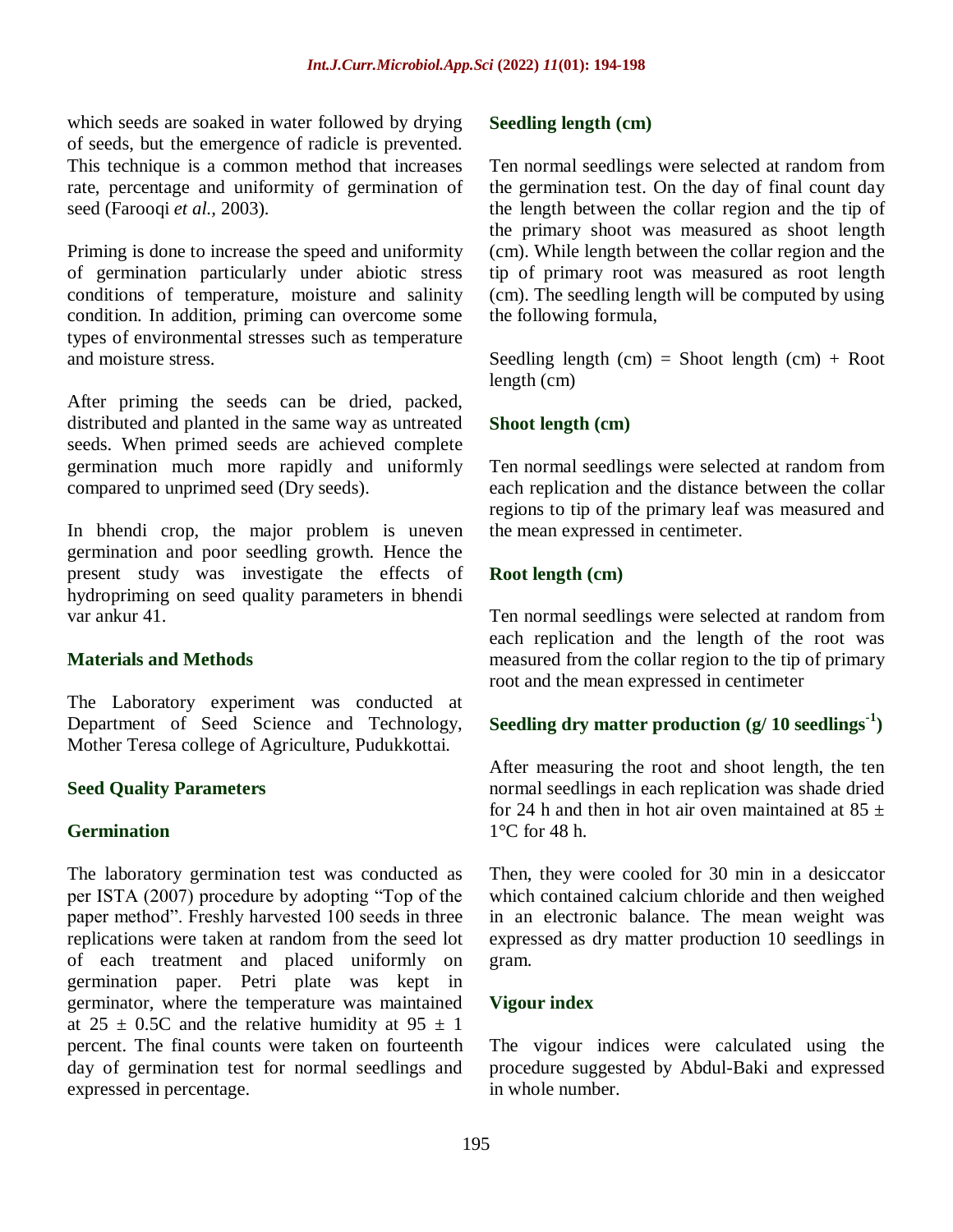which seeds are soaked in water followed by drying of seeds, but the emergence of radicle is prevented. This technique is a common method that increases rate, percentage and uniformity of germination of seed (Farooqi *et al.,* 2003).

Priming is done to increase the speed and uniformity of germination particularly under abiotic stress conditions of temperature, moisture and salinity condition. In addition, priming can overcome some types of environmental stresses such as temperature and moisture stress.

After priming the seeds can be dried, packed, distributed and planted in the same way as untreated seeds. When primed seeds are achieved complete germination much more rapidly and uniformly compared to unprimed seed (Dry seeds).

In bhendi crop, the major problem is uneven germination and poor seedling growth. Hence the present study was investigate the effects of hydropriming on seed quality parameters in bhendi var ankur 41.

## Materials and Methods

The Laboratory experiment was conducted at Department of Seed Science and Technology, Mother Teresa college of Agriculture, Pudukkottai.

### Seed Quality Parameters

### Germination

The laboratory germination test was conducted as per ISTA (2007) procedure by adopting "Top of the paper method". Freshly harvested 100 seeds in three replications were taken at random from the seed lot of each treatment and placed uniformly on germination paper. Petri plate was kept in germinator, where the temperature was maintained at 25 ± 0.5C and the relative humidity at 95 ± 1 percent. The final counts were taken on fourteenth day of germination test for normal seedlings and expressed in percentage.

### Seedling length (cm)

Ten normal seedlings were selected at random from the germination test. On the day of final count day the length between the collar region and the tip of the primary shoot was measured as shoot length (cm). While length between the collar region and the tip of primary root was measured as root length (cm). The seedling length will be computed by using the following formula,

Seedling length (cm) = Shoot length (cm) + Root length (cm)

### Shoot length (cm)

Ten normal seedlings were selected at random from each replication and the distance between the collar regions to tip of the primary leaf was measured and the mean expressed in centimeter.

### Root length (cm)

Ten normal seedlings were selected at random from each replication and the length of the root was measured from the collar region to the tip of primary root and the mean expressed in centimeter

### Seedling dry matter production (g/ 10 seedlings$^{-1}$)

After measuring the root and shoot length, the ten normal seedlings in each replication was shade dried for 24 h and then in hot air oven maintained at 85 ± 1°C for 48 h.

Then, they were cooled for 30 min in a desiccator which contained calcium chloride and then weighed in an electronic balance. The mean weight was expressed as dry matter production 10 seedlings in gram.

### Vigour index

The vigour indices were calculated using the procedure suggested by Abdul-Baki and expressed in whole number.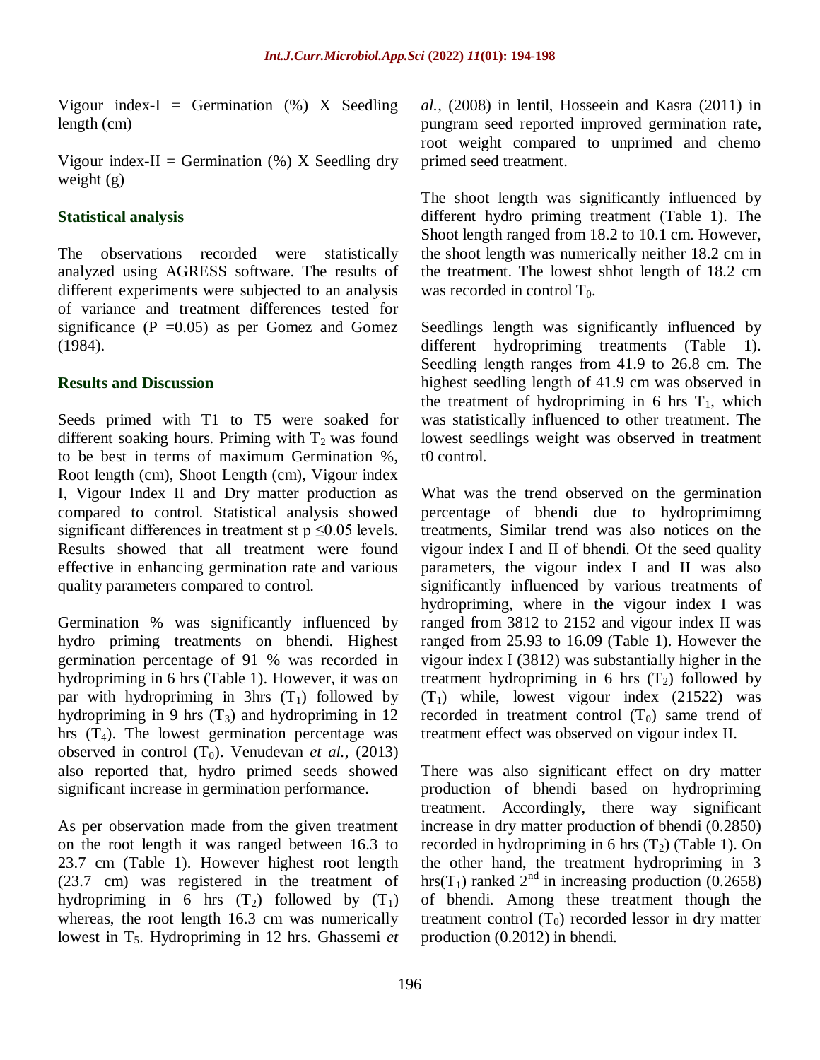Vigour index-I = Germination (%) X Seedling length (cm)

Vigour index-II = Germination (%) X Seedling dry weight (g)

### Statistical analysis

The observations recorded were statistically analyzed using AGRESS software. The results of different experiments were subjected to an analysis of variance and treatment differences tested for significance (P =0.05) as per Gomez and Gomez (1984).

### Results and Discussion

Seeds primed with T1 to T5 were soaked for different soaking hours. Priming with $T_2$ was found to be best in terms of maximum Germination %, Root length (cm), Shoot Length (cm), Vigour index I, Vigour Index II and Dry matter production as compared to control. Statistical analysis showed significant differences in treatment st p ≤0.05 levels. Results showed that all treatment were found effective in enhancing germination rate and various quality parameters compared to control.

Germination % was significantly influenced by hydro priming treatments on bhendi. Highest germination percentage of 91 % was recorded in hydropriming in 6 hrs (Table 1). However, it was on par with hydropriming in 3hrs ($T_1$) followed by hydropriming in 9 hrs ($T_3$) and hydropriming in 12 hrs ($T_4$). The lowest germination percentage was observed in control ($T_0$). Venudevan *et al.,* (2013) also reported that, hydro primed seeds showed significant increase in germination performance.

As per observation made from the given treatment on the root length it was ranged between 16.3 to 23.7 cm (Table 1). However highest root length (23.7 cm) was registered in the treatment of hydropriming in 6 hrs ($T_2$) followed by ($T_1$) whereas, the root length 16.3 cm was numerically lowest in $T_5$. Hydropriming in 12 hrs. Ghassemi *et al.,* (2008) in lentil, Hosseein and Kasra (2011) in pungram seed reported improved germination rate, root weight compared to unprimed and chemo primed seed treatment.

The shoot length was significantly influenced by different hydro priming treatment (Table 1). The Shoot length ranged from 18.2 to 10.1 cm. However, the shoot length was numerically neither 18.2 cm in the treatment. The lowest shhot length of 18.2 cm was recorded in control $T_0$.

Seedlings length was significantly influenced by different hydropriming treatments (Table 1). Seedling length ranges from 41.9 to 26.8 cm. The highest seedling length of 41.9 cm was observed in the treatment of hydropriming in 6 hrs $T_1$, which was statistically influenced to other treatment. The lowest seedlings weight was observed in treatment t0 control.

What was the trend observed on the germination percentage of bhendi due to hydroprimimng treatments, Similar trend was also notices on the vigour index I and II of bhendi. Of the seed quality parameters, the vigour index I and II was also significantly influenced by various treatments of hydropriming, where in the vigour index I was ranged from 3812 to 2152 and vigour index II was ranged from 25.93 to 16.09 (Table 1). However the vigour index I (3812) was substantially higher in the treatment hydropriming in 6 hrs ($T_2$) followed by ($T_1$) while, lowest vigour index (21522) was recorded in treatment control ($T_0$) same trend of treatment effect was observed on vigour index II.

There was also significant effect on dry matter production of bhendi based on hydropriming treatment. Accordingly, there way significant increase in dry matter production of bhendi (0.2850) recorded in hydropriming in 6 hrs ($T_2$) (Table 1). On the other hand, the treatment hydropriming in 3 hrs($T_1$) ranked 2[nd] in increasing production (0.2658) of bhendi. Among these treatment though the treatment control ($T_0$) recorded lessor in dry matter production (0.2012) in bhendi.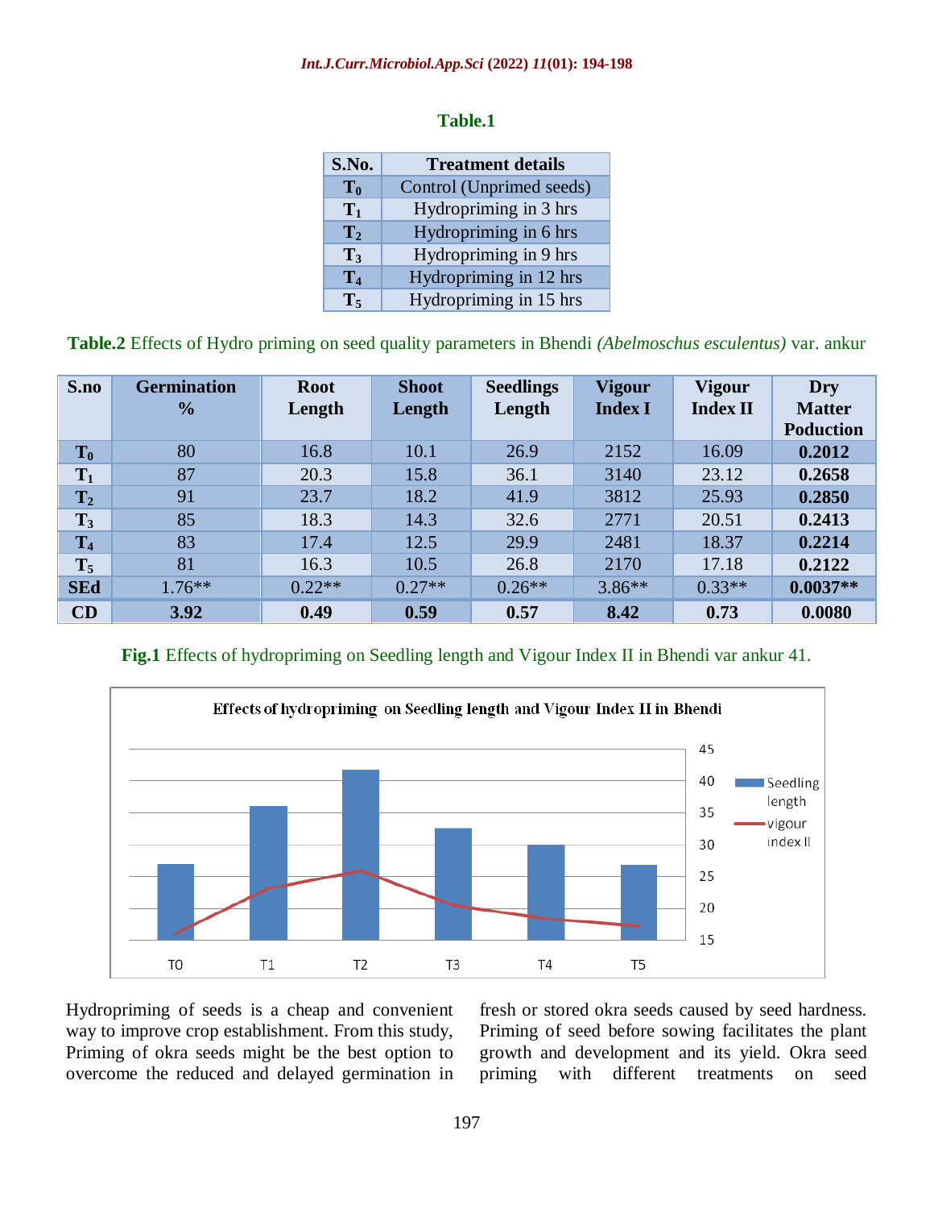**Table.1**

| S.No. | Treatment details |
|---|---|
| $T_0$ | Control (Unprimed seeds) |
| $T_1$ | Hydropriming in 3 hrs |
| $T_2$ | Hydropriming in 6 hrs |
| $T_3$ | Hydropriming in 9 hrs |
| $T_4$ | Hydropriming in 12 hrs |
| $T_5$ | Hydropriming in 15 hrs |

**Table.2** Effects of Hydro priming on seed quality parameters in Bhendi *(Abelmoschus esculentus)* var. ankur

| S.no | Germination % | Root Length | Shoot Length | Seedlings Length | Vigour Index I | Vigour Index II | Dry Matter Poduction |
|---|---|---|---|---|---|---|---|
| $T_0$ | 80 | 16.8 | 10.1 | 26.9 | 2152 | 16.09 | **0.2012** |
| $T_1$ | 87 | 20.3 | 15.8 | 36.1 | 3140 | 23.12 | **0.2658** |
| $T_2$ | 91 | 23.7 | 18.2 | 41.9 | 3812 | 25.93 | **0.2850** |
| $T_3$ | 85 | 18.3 | 14.3 | 32.6 | 2771 | 20.51 | **0.2413** |
| $T_4$ | 83 | 17.4 | 12.5 | 29.9 | 2481 | 18.37 | **0.2214** |
| $T_5$ | 81 | 16.3 | 10.5 | 26.8 | 2170 | 17.18 | **0.2122** |
| **SEd** | 1.76** | 0.22** | 0.27** | 0.26** | 3.86** | 0.33** | **0.0037**** |
| **CD** | **3.92** | **0.49** | **0.59** | **0.57** | **8.42** | **0.73** | **0.0080** |

**Fig.1** Effects of hydropriming on Seedling length and Vigour Index II in Bhendi var ankur 41.

Hydropriming of seeds is a cheap and convenient way to improve crop establishment. From this study, Priming of okra seeds might be the best option to overcome the reduced and delayed germination in fresh or stored okra seeds caused by seed hardness. Priming of seed before sowing facilitates the plant growth and development and its yield. Okra seed priming with different treatments on seed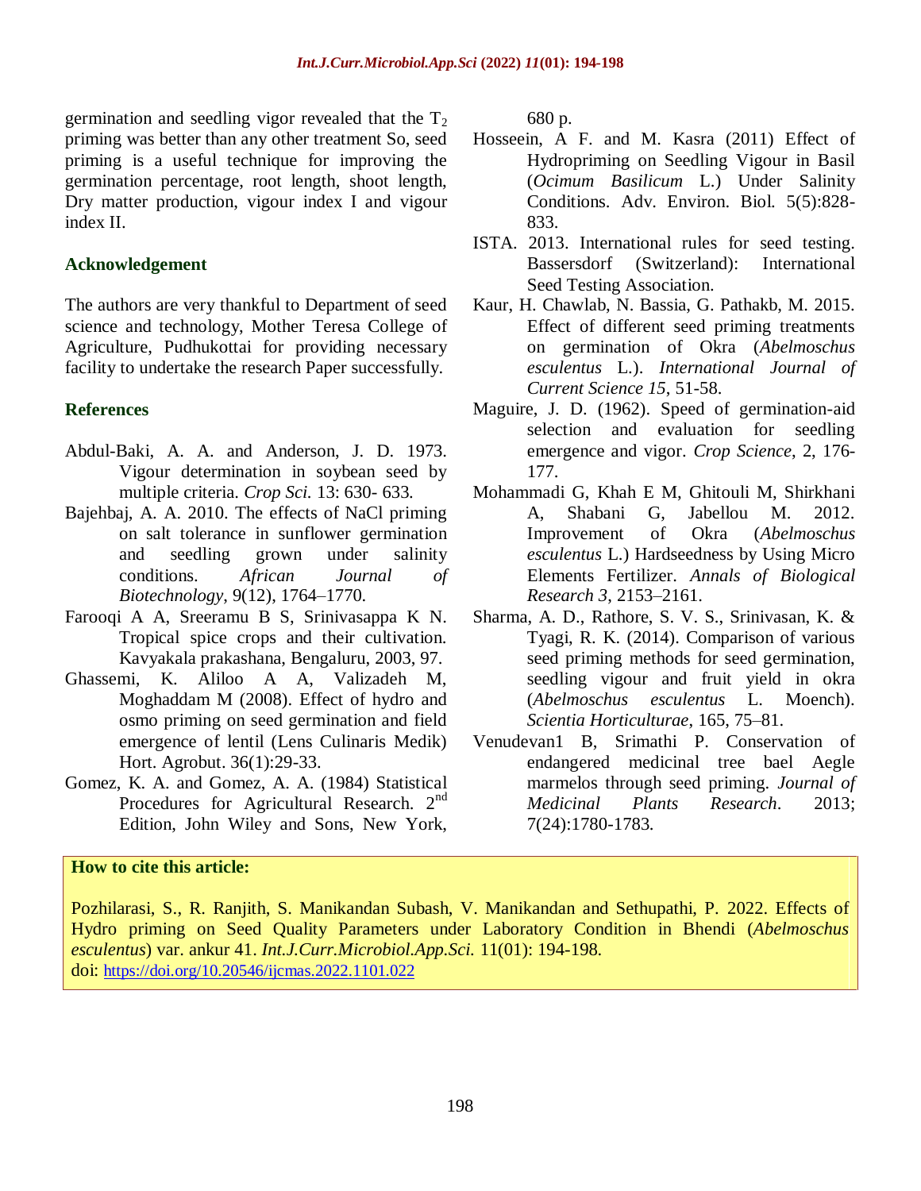germination and seedling vigor revealed that the $T_2$ priming was better than any other treatment So, seed priming is a useful technique for improving the germination percentage, root length, shoot length, Dry matter production, vigour index I and vigour index II.

## Acknowledgement

The authors are very thankful to Department of seed science and technology, Mother Teresa College of Agriculture, Pudhukottai for providing necessary facility to undertake the research Paper successfully.

## References

Abdul-Baki, A. A. and Anderson, J. D. 1973. Vigour determination in soybean seed by multiple criteria. *Crop Sci.* 13: 630- 633.

Bajehbaj, A. A. 2010. The effects of NaCl priming on salt tolerance in sunflower germination and seedling grown under salinity conditions. *African Journal of Biotechnology*, 9(12), 1764–1770.

Farooqi A A, Sreeramu B S, Srinivasappa K N. Tropical spice crops and their cultivation. Kavyakala prakashana, Bengaluru, 2003, 97.

Ghassemi, K. Aliloo A A, Valizadeh M, Moghaddam M (2008). Effect of hydro and osmo priming on seed germination and field emergence of lentil (Lens Culinaris Medik) Hort. Agrobut. 36(1):29-33.

Gomez, K. A. and Gomez, A. A. (1984) Statistical Procedures for Agricultural Research. 2nd Edition, John Wiley and Sons, New York, 680 p.

Hosseein, A F. and M. Kasra (2011) Effect of Hydropriming on Seedling Vigour in Basil (*Ocimum Basilicum* L.) Under Salinity Conditions. Adv. Environ. Biol. 5(5):828-833.

ISTA. 2013. International rules for seed testing. Bassersdorf (Switzerland): International Seed Testing Association.

Kaur, H. Chawlab, N. Bassia, G. Pathakb, M. 2015. Effect of different seed priming treatments on germination of Okra (*Abelmoschus esculentus* L.). *International Journal of Current Science 15*, 51-58.

Maguire, J. D. (1962). Speed of germination-aid selection and evaluation for seedling emergence and vigor. *Crop Science*, 2, 176-177.

Mohammadi G, Khah E M, Ghitouli M, Shirkhani A, Shabani G, Jabellou M. 2012. Improvement of Okra (*Abelmoschus esculentus* L.) Hardseedness by Using Micro Elements Fertilizer. *Annals of Biological Research 3*, 2153–2161.

Sharma, A. D., Rathore, S. V. S., Srinivasan, K. & Tyagi, R. K. (2014). Comparison of various seed priming methods for seed germination, seedling vigour and fruit yield in okra (*Abelmoschus esculentus* L. Moench). *Scientia Horticulturae*, 165, 75–81.

Venudevan1 B, Srimathi P. Conservation of endangered medicinal tree bael Aegle marmelos through seed priming. *Journal of Medicinal Plants Research*. 2013; 7(24):1780-1783.

**How to cite this article:**

Pozhilarasi, S., R. Ranjith, S. Manikandan Subash, V. Manikandan and Sethupathi, P. 2022. Effects of Hydro priming on Seed Quality Parameters under Laboratory Condition in Bhendi (*Abelmoschus esculentus*) var. ankur 41. *Int.J.Curr.Microbiol.App.Sci.* 11(01): 194-198.
doi: https://doi.org/10.20546/ijcmas.2022.1101.022